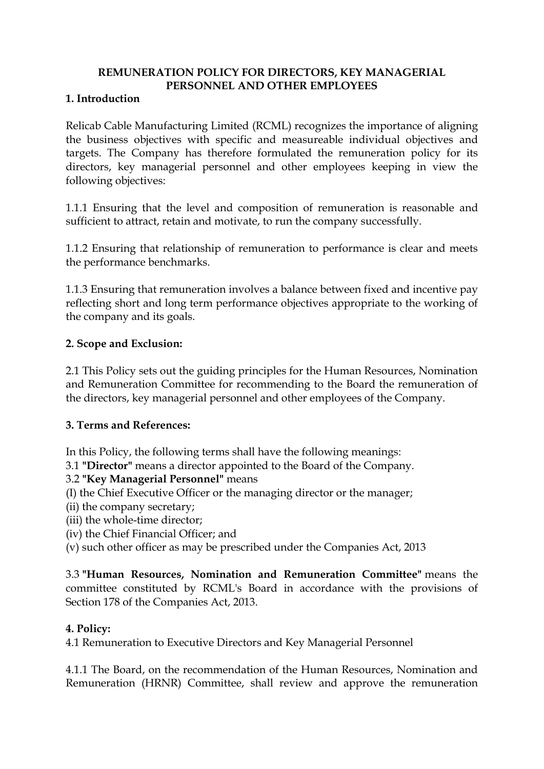# REMUNERATION POLICY FOR DIRECTORS, KEY MANAGERIAL PERSONNEL AND OTHER EMPLOYEES

## 1. Introduction

Relicab Cable Manufacturing Limited (RCML) recognizes the importance of aligning the business objectives with specific and measureable individual objectives and targets. The Company has therefore formulated the remuneration policy for its directors, key managerial personnel and other employees keeping in view the following objectives:

1.1.1 Ensuring that the level and composition of remuneration is reasonable and sufficient to attract, retain and motivate, to run the company successfully.

1.1.2 Ensuring that relationship of remuneration to performance is clear and meets the performance benchmarks.

1.1.3 Ensuring that remuneration involves a balance between fixed and incentive pay reflecting short and long term performance objectives appropriate to the working of the company and its goals.

## 2. Scope and Exclusion:

2.1 This Policy sets out the guiding principles for the Human Resources, Nomination and Remuneration Committee for recommending to the Board the remuneration of the directors, key managerial personnel and other employees of the Company.

## 3. Terms and References:

In this Policy, the following terms shall have the following meanings:

3.1 **"Director"** means a director appointed to the Board of the Company.

3.2 **"Key Managerial Personnel"** means

(I) the Chief Executive Officer or the managing director or the manager;

(ii) the company secretary;

(iii) the whole-time director;

(iv) the Chief Financial Officer; and

(v) such other officer as may be prescribed under the Companies Act, 2013

3.3 **"Human Resources, Nomination and Remuneration Committee"** means the committee constituted by RCML's Board in accordance with the provisions of Section 178 of the Companies Act, 2013.

## 4. Policy:

4.1 Remuneration to Executive Directors and Key Managerial Personnel

4.1.1 The Board, on the recommendation of the Human Resources, Nomination and Remuneration (HRNR) Committee, shall review and approve the remuneration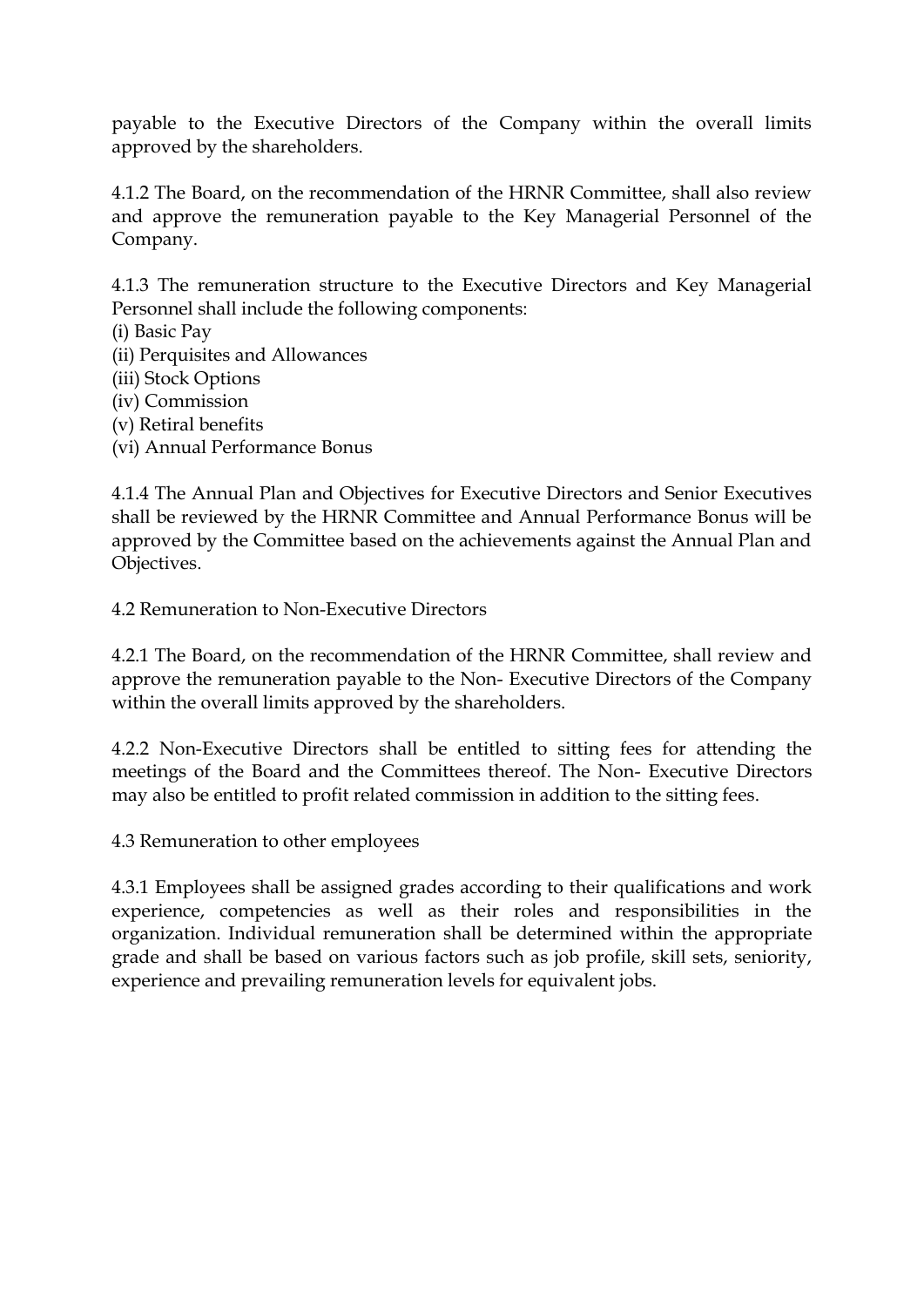payable to the Executive Directors of the Company within the overall limits approved by the shareholders.

4.1.2 The Board, on the recommendation of the HRNR Committee, shall also review and approve the remuneration payable to the Key Managerial Personnel of the Company.

4.1.3 The remuneration structure to the Executive Directors and Key Managerial Personnel shall include the following components:

(i) Basic Pay
(ii) Perquisites and Allowances
(iii) Stock Options
(iv) Commission
(v) Retiral benefits
(vi) Annual Performance Bonus

4.1.4 The Annual Plan and Objectives for Executive Directors and Senior Executives shall be reviewed by the HRNR Committee and Annual Performance Bonus will be approved by the Committee based on the achievements against the Annual Plan and Objectives.

4.2 Remuneration to Non-Executive Directors

4.2.1 The Board, on the recommendation of the HRNR Committee, shall review and approve the remuneration payable to the Non- Executive Directors of the Company within the overall limits approved by the shareholders.

4.2.2 Non-Executive Directors shall be entitled to sitting fees for attending the meetings of the Board and the Committees thereof. The Non- Executive Directors may also be entitled to profit related commission in addition to the sitting fees.

4.3 Remuneration to other employees

4.3.1 Employees shall be assigned grades according to their qualifications and work experience, competencies as well as their roles and responsibilities in the organization. Individual remuneration shall be determined within the appropriate grade and shall be based on various factors such as job profile, skill sets, seniority, experience and prevailing remuneration levels for equivalent jobs.